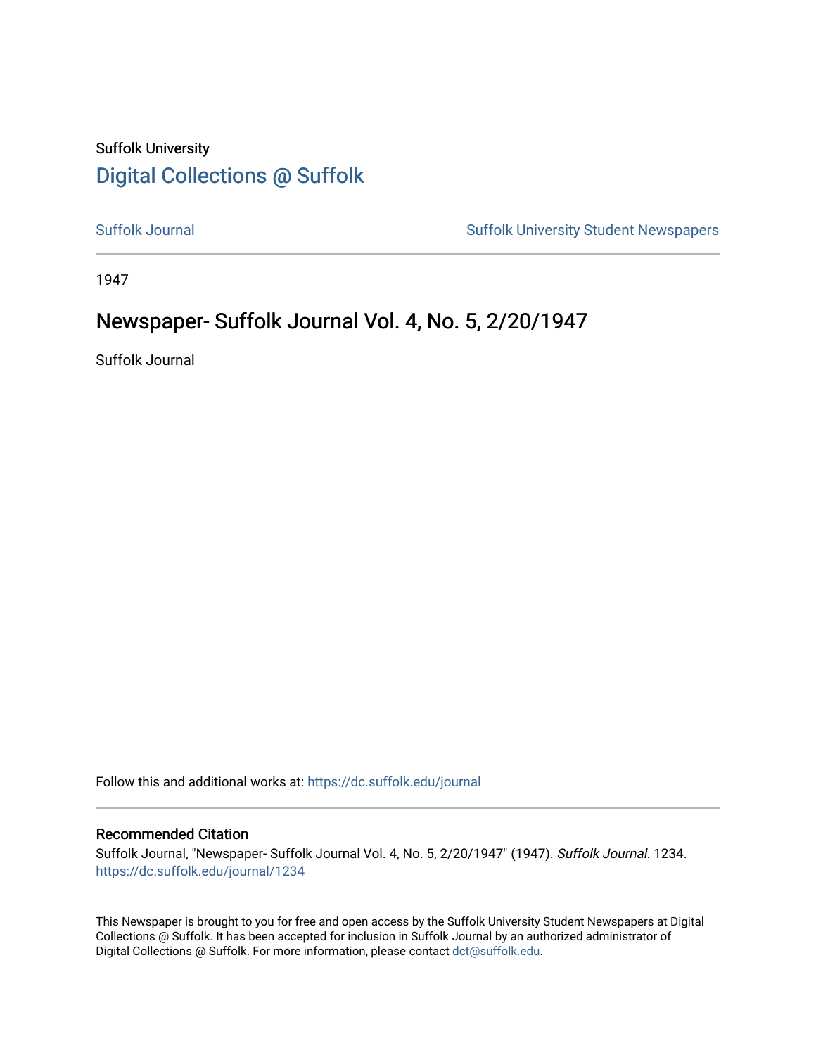Suffolk University

# Digital Collections @ Suffolk

Suffolk Journal

Suffolk University Student Newspapers

1947

## Newspaper- Suffolk Journal Vol. 4, No. 5, 2/20/1947

Suffolk Journal

Follow this and additional works at: https://dc.suffolk.edu/journal

### Recommended Citation

Suffolk Journal, "Newspaper- Suffolk Journal Vol. 4, No. 5, 2/20/1947" (1947). *Suffolk Journal*. 1234.
https://dc.suffolk.edu/journal/1234

This Newspaper is brought to you for free and open access by the Suffolk University Student Newspapers at Digital Collections @ Suffolk. It has been accepted for inclusion in Suffolk Journal by an authorized administrator of Digital Collections @ Suffolk. For more information, please contact dct@suffolk.edu.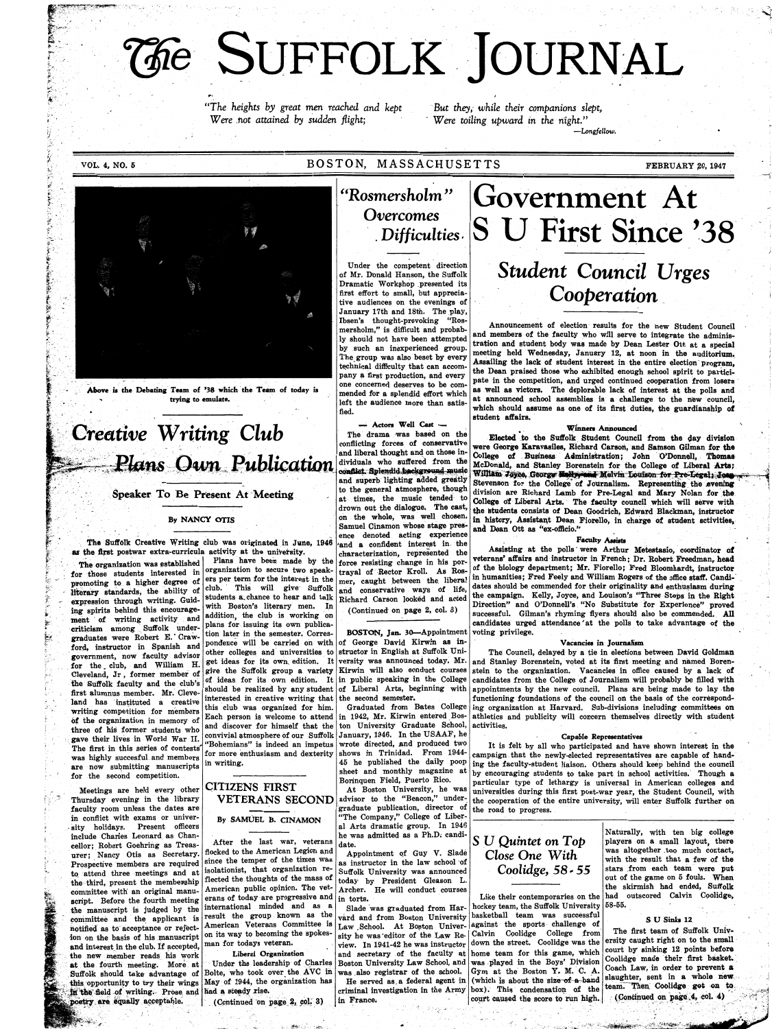# The SUFFOLK JOURNAL

*"The heights by great men reached and kept*
*Were not attained by sudden flight;*
*But they, while their companions slept,*
*Were toiling upward in the night."*
—Longfellow.

VOL. 4, NO. 5 — BOSTON, MASSACHUSETTS — FEBRUARY 20, 1947

Above is the Debating Team of '38 which the Team of today is trying to emulate.

# Creative Writing Club Plans Own Publication

### Speaker To Be Present At Meeting

By NANCY OTIS

The Suffolk Creative Writing club was originated in June, 1946 as the first postwar extra-curricula activity at the university.

The organization was established for those students interested in promoting to a higher degree of literary standards, the ability of expression through writing. Guiding spirits behind this encouragement of writing activity and criticism among Suffolk undergraduates were Robert E. Crawford, instructor in Spanish and government, now faculty advisor for the club, and William H. Cleveland, Jr., former member of the Suffolk faculty and the club's first alumnus member. Mr. Cleveland has instituted a creative writing competition for members of the organization in memory of three of his former students who gave their lives in World War II. The first in this series of contests was highly succesful and members are now submitting manuscripts for the second competition.

Meetings are held every other Thursday evening in the library faculty room unless the dates are in conflict with exams or university holidays. Present officers include Charles Leonard as Chancellor; Robert Goehring as Treasurer; Nancy Otis as Secretary. Prospective members are required to attend three meetings and at the third, present the membership committee with an original manuscript. Before the fourth meeting the manuscript is judged by the committee and the applicant is notified as to acceptance or rejection on the basis of his manuscript and interest in the club. If accepted, the new member reads his work at the fourth meeting. More at Suffolk should take advantage of this opportunity to try their wings in the field of writing. Prose and poetry are equally acceptable.

Plans have been made by the organization to secure two speakers per term for the interest in the club. This will give Suffolk students a chance to hear and talk with Boston's literary men. In addition, the club is working on plans for issuing its own publication later in the semester. Correspondence will be carried on with other colleges and universities to get ideas for its own edition. It give the Suffolk group a variety of ideas for its own edition. It should be realized by any student interested in creative writing that this club was organized for him. Each person is welcome to attend and discover for himself that the convivial atmosphere of our Suffolk "Bohemians" is indeed an impetus for more enthusiasm and dexterity in writing.

## CITIZENS FIRST VETERANS SECOND

By SAMUEL B. CINAMON

After the last war, veterans flocked to the American Legion and since the temper of the times was isolationist, that organization reflected the thoughts of the mass of American public opinion. The veterans of today are progressive and international minded and as a result the group known as the American Veterans Committee is on its way to becoming the spokesman for todays veteran.

**Liberal Organization**

Under the leadership of Charles Bolte, who took over the AVC in May of 1944, the organization has had a steady rise.

(Continued on page 2, col. 3)

## "Rosmersholm" Overcomes Difficulties

Under the competent direction of Mr. Donald Hanson, the Suffolk Dramatic Workshop presented its first effort to small, but appreciative audiences on the evenings of January 17th and 18th. The play, Ibsen's thought-provoking "Rosmersholm," is difficult and probably should not have been attempted by such an inexperienced group. The group was also beset by every technical difficulty that can accompany a first production, and every one concerned deserves to be commended for a splendid effort which left the audience more than satisfied.

**— Actors Well Cast —**

The drama was based on the conflicting forces of conservative and liberal thought and on those individuals who suffered from the conflict. Splendid background music and superb lighting added greatly to the general atmosphere, though at times, the music tended to drown out the dialogue. The cast, on the whole, was well chosen. Samuel Cinamon whose stage presence denoted acting experience and a confident interest in the characterization, represented the force resisting change in his portrayal of Rector Kroll. As Rosmer, caught between the liberal and conservative ways of life, Richard Carson looked and acted

(Continued on page 2, col. 3)

BOSTON, Jan. 30—Appointment of George David Kirwin as instructor in English at Suffolk University was announced today. Mr. Kirwin will also conduct courses in public speaking in the College of Liberal Arts, beginning with the second semester.

Graduated from Bates College in 1942, Mr. Kirwin entered Boston University Graduate School, January, 1946. In the USAAF, he wrote directed, and produced two shows in Trinidad. From 1944-45 he published the daily poop sheet and monthly magazine at Borinquen Field, Puerto Rico.

At Boston University, he was advisor to the "Beacon," undergraduate publication, director of "The Company," College of Liberal Arts dramatic group. In 1946 he was admitted as a Ph.D. candidate.

Appointment of Guy V. Slade as instructor in the law school of Suffolk University was announced today by President Gleason L. Archer. He will conduct courses in torts.

Slade was graduated from Harvard and from Boston University Law School. At Boston University he was editor of the Law Review. In 1941-42 he was instructor and secretary of the faculty at Boston University Law School, and was also registrar of the school.

He served as a federal agent in criminal investigation in the Army in France.

# Government At S U First Since '38

## Student Council Urges Cooperation

Announcement of election results for the new Student Council and members of the faculty who will serve to integrate the administration and student body was made by Dean Lester Ott at a special meeting held Wednesday, January 12, at noon in the auditorium. Assailing the lack of student interest in the entire election program, the Dean praised those who exhibited enough school spirit to participate in the competition, and urged continued cooperation from losers as well as victors. The deplorable lack of interest at the polls and at announced school assemblies is a challenge to the new council, which should assume as one of its first duties, the guardianship of student affairs.

**Winners Announced**

Elected to the Suffolk Student Council from the day division were George Karavasiles, Richard Carson, and Samson Gilman for the College of Business Administration; John O'Donnell, Thomas McDonald, and Stanley Borenstein for the College of Liberal Arts; William Joyce, George Kelly, and Melvin Louison for Pre-Legal; Jean Stevenson for the College of Journalism. Representing the evening division are Richard Lamb for Pre-Legal and Mary Nolan for the College of Liberal Arts. The faculty council which will serve with the students consists of Dean Goodrich, Edward Blackman, instructor in history, Assistant Dean Fiorello, in charge of student activities, and Dean Ott as "ex-officio."

**Faculty Assists**

Assisting at the polls were Arthur Metestasio, coordinator of veterans' affairs and instructor in French; Dr. Robert Freedman, head of the biology department; Mr. Fiorello; Fred Bloomhardt, instructor in humanities; Fred Feely and William Rogers of the office staff. Candidates should be commended for their originality and enthusiasm during the campaign. Kelly, Joyce, and Louison's "Three Steps in the Right Direction" and O'Donnell's "No Substitute for Experience" proved successful. Gilman's rhyming flyers should also be commended. All candidates urged attendance at the polls to take advantage of the voting privilege.

**Vacancies in Journalism**

The Council, delayed by a tie in elections between David Goldman and Stanley Borenstein, voted at its first meeting and named Borenstein to the organization. Vacancies in office caused by a lack of candidates from the College of Journalism will probably be filled with appointments by the new council. Plans are being made to lay the functioning foundations of the council on the basis of the corresponding organization at Harvard. Sub-divisions including committees on athletics and publicity will concern themselves directly with student activities.

**Capable Representatives**

It is felt by all who participated and have shown interest in the campaign that the newly-elected representatives are capable of handling the faculty-student liaison. Others should keep behind the council by encouraging students to take part in school activities. Though a particular type of lethargy is universal in American colleges and universities during this first post-war year, the Student Council, with the cooperation of the entire university, will enter Suffolk further on the road to progress.

## S U Quintet on Top Close One With Coolidge, 58-55

Like their contemporaries on the hockey team, the Suffolk University basketball team was successful against the sports challenge of Calvin Coolidge College from down the street. Coolidge was the home team for this game, which was played in the Boys' Division Gym at the Boston Y. M. C. A. (which is about the size of a band box). This condensation of the court caused the score to run high.

Naturally, with ten big college players on a small layout, there was altogether too much contact, with the result that a few of the stars from each team were put out of the game on 5 fouls. When the skirmish had ended, Suffolk had outscored Calvin Coolidge, 58-55.

**S U Sinks 12**

The first team of Suffolk University caught right on to the small court by sinking 12 points before Coolidge made their first basket. Coach Law, in order to prevent a slaughter, sent in a whole new team. Then Coolidge got on to

(Continued on page 4, col. 4)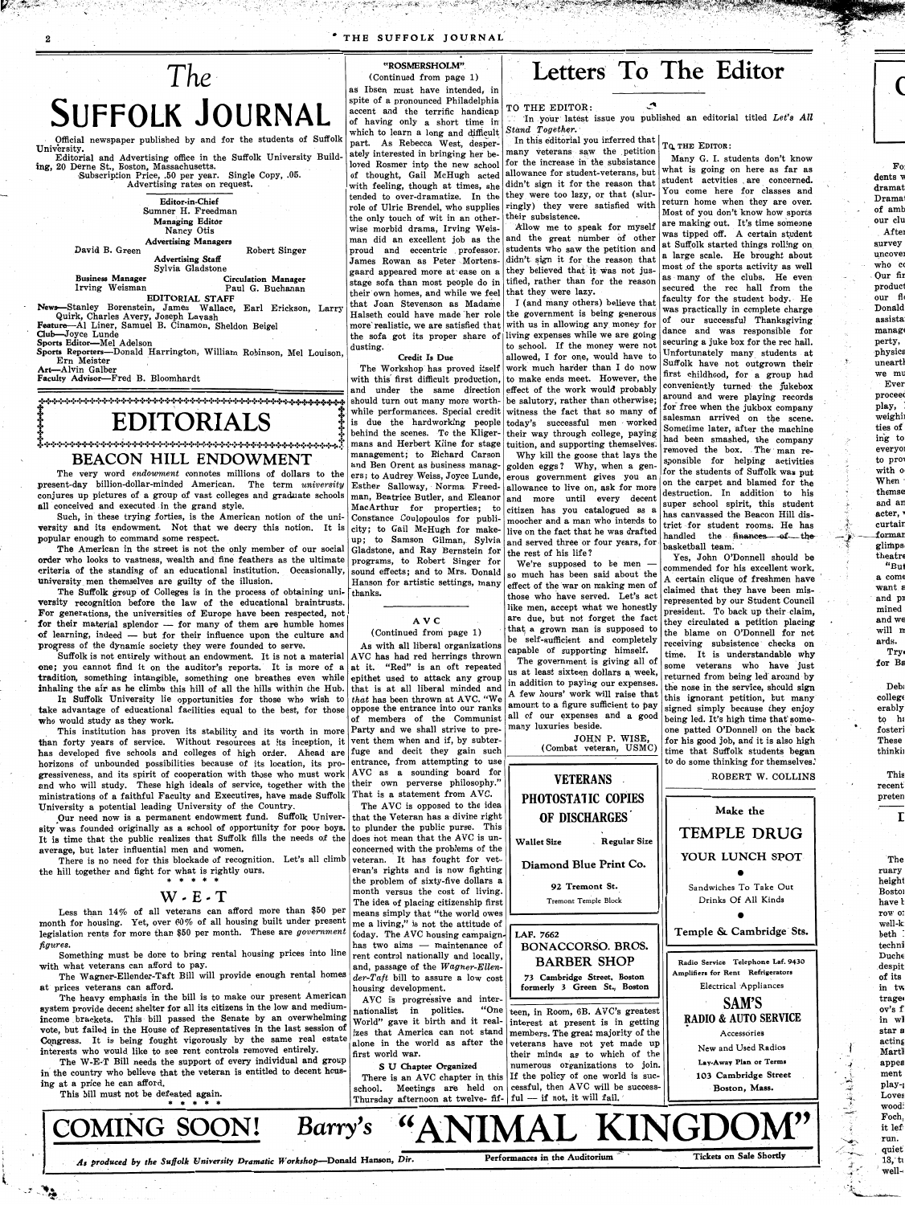# The SUFFOLK JOURNAL

Official newspaper published by and for the students of Suffolk University.

Editorial and Advertising office in the Suffolk University Building, 20 Derne St., Boston, Massachusetts.

Subscription Price, .50 per year. Single Copy, .05.

Advertising rates on request.

**Editor-in-Chief**
Sumner H. Freedman

**Managing Editor**
Nancy Otis

**Advertising Managers**
David B. Green — Robert Singer

**Advertising Staff**
Sylvia Gladstone

**Business Manager** — Irving Weisman
**Circulation Manager** — Paul G. Buchanan

**EDITORIAL STAFF**

News—Stanley Borenstein, James Wallace, Earl Erickson, Larry Quirk, Charles Avery, Joseph Lavash
Feature—Al Liner, Samuel B. Cinamon, Sheldon Beigel
Club—Joyce Lunde
Sports Editor—Mel Adelson
Sports Reporters—Donald Harrington, William Robinson, Mel Louison, Ern Meister
Art—Alvin Galber
Faculty Advisor—Fred B. Bloomhardt

# EDITORIALS

## BEACON HILL ENDOWMENT

The very word *endowment* connotes millions of dollars to the present-day billion-dollar-minded American. The term *university* conjures up pictures of a group of vast colleges and graduate schools all conceived and executed in the grand style.

Such, in these trying forties, is the American notion of the university and its endowment. Not that we decry this notion. It is popular enough to command some respect.

The American in the street is not the only member of our social order who looks to vastness, wealth and fine feathers as the ultimate criteria of the standing of an educational institution. Occasionally, university men themselves are guilty of the illusion.

The Suffolk group of Colleges is in the process of obtaining university recognition before the law of the educational braintrusts. For generations, the universities of Europe have been respected, not for their material splendor — for many of them are humble homes of learning, indeed — but for their influence upon the culture and progress of the dynamic society they were founded to serve.

Suffolk is not entirely without an endowment. It is not a material one; you cannot find it on the auditor's reports. It is more of a tradition, something intangible, something one breathes even while inhaling the air as he climbs this hill of all the hills within the Hub.

In Suffolk University lie opportunities for those who wish to take advantage of educational facilities equal to the best, for those who would study as they work.

This institution has proven its stability and its worth in more than forty years of service. Without resources at its inception, it has developed five schools and colleges of high order. Ahead are horizons of unbounded possibilities because of its location, its progressiveness, and its spirit of cooperation with those who must work and who will study. These high ideals of service, together with the ministrations of a faithful Faculty and Executives, have made Suffolk University a potential leading University of the Country.

Our need now is a permanent endowment fund. Suffolk University was founded originally as a school of opportunity for poor boys. It is time that the public realizes that Suffolk fills the needs of the average, but later influential men and women.

There is no need for this blockade of recognition. Let's all climb the hill together and fight for what is rightly ours.

\* \* \* \* \*

## W-E-T

Less than 14% of all veterans can afford more than $50 per month for housing. Yet, over 60% of all housing built under present legislation rents for more than $50 per month. These are *government figures.*

Something must be done to bring rental housing prices into line with what veterans can afford to pay.

The Wagner-Ellender-Taft Bill will provide enough rental homes at prices veterans can afford.

The heavy emphasis in the bill is to make our present American system provide decent shelter for all its citizens in the low and medium-income brackets. This bill passed the Senate by an overwhelming vote, but failed in the House of Representatives in the last session of Congress. It is being fought vigorously by the same real estate interests who would like to see rent controls removed entirely.

The W-E-T Bill needs the support of every individual and group in the country who believe that the veteran is entitled to decent housing at a price he can afford.

This bill must not be defeated again.

\* \* \* \* \*

## "ROSMERSHOLM"
(Continued from page 1)

as Ibsen must have intended, in spite of a pronounced Philadelphia accent and the terrific handicap of having only a short time in which to learn a long and difficult part. As Rebecca West, desperately interested in bringing her beloved Rosmer into the new school of thought, Gail McHugh acted with feeling, though at times, she tended to over-dramatize. In the role of Ulric Brendel, who supplies the only touch of wit in an otherwise morbid drama, Irving Weisman did an excellent job as the proud and eccentric professor. James Rowan as Peter Mortensgaard appeared more at ease on a stage sofa than most people do in their own homes, and while we feel that Joan Stevenson as Madame Halseth could have made her role more realistic, we are satisfied that the sofa got its proper share of dusting.

### Credit Is Due

The Workshop has proved itself with this first difficult production, and under the same direction should turn out many more worthwhile performances. Special credit is due the hardworking people behind the scenes. To the Kligermans and Herbert Kline for stage management; to Richard Carson and Ben Orent as business managers; to Audrey Weiss, Joyce Lunde, Esther Salloway, Norma Freedman, Beatrice Butler, and Eleanor MacArthur for properties; to Constance Coulopoulos for publicity; to Gail McHugh for make-up; to Samson Gilman, Sylvia Gladstone, and Ray Bernstein for programs, to Robert Singer for sound effects; and to Mrs. Donald Hanson for artistic settings, many thanks.

## A V C
(Continued from page 1)

As with all liberal organizations AVC has had red herrings thrown at it. "Red" is an oft repeated epithet used to attack any group that is at all liberal minded and *that* has been thrown at AVC. "We oppose the entrance into our ranks of members of the Communist Party and we shall strive to prevent them when and if, by subterfuge and deceit they gain such entrance, from attempting to use AVC as a sounding board for their own perverse philosophy." That is a statement from AVC.

The AVC is opposed to the idea that the Veteran has a divine right to plunder the public purse. This does not mean that the AVC is unconcerned with the problems of the veteran. It has fought for veteran's rights and is now fighting the problem of sixty-five dollars a month versus the cost of living. The idea of placing citizenship first means simply that "the world owes me a living," is not the attitude of today. The AVC housing campaign has two aims — maintenance of rent control nationally and locally, and, passage of the *Wagner-Ellender-Taft* bill to assure a low cost housing development.

AVC is progressive and internationalist in politics. "One World" gave it birth and it realizes that America can not stand alone in the world as after the first world war.

### S U Chapter Organized

There is an AVC chapter in this school. Meetings are held on Thursday afternoon at twelve-fifteen, in Room, 6B. AVC's greatest interest at present is in getting members. The great majority of the veterans have not yet made up their minds as to which of the numerous organizations to join. If the policy of one world is successful, then AVC will be successful — if not, it will fail.

# Letters To The Editor

TO THE EDITOR:

In your latest issue you published an editorial titled *Let's All Stand Together.*

In this editorial you inferred that many veterans saw the petition for the increase in the subsistance allowance for student-veterans, but didn't sign it for the reason that they were too lazy, or that (slurringly) they were satisfied with their subsistence.

Allow me to speak for myself and the great number of other students who saw the petition and didn't sign it for the reason that they believed that it was not justified, rather than for the reason that they were lazy.

I (and many others) believe that the government is being generous with us in allowing any money for living expenses while we are going to school. If the money were not allowed, I for one, would have to work much harder than I do now to make ends meet. However, the effect of the work would probably be salutory, rather than otherwise; witness the fact that so many of today's successful men worked their way through college, paying tuition, and supporting themselves.

Why kill the goose that lays the golden eggs? Why, when a generous government gives you an allowance to live on, ask for more and more until every decent citizen has you catalogued as a moocher and a man who intends to live on the fact that he was drafted and served three or four years, for the rest of his life?

We're supposed to be men — so much has been said about the effect of the war on making men of those who have served. Let's act like men, accept what we honestly are due, but not forget the fact that a grown man is supposed to be self-sufficient and completely capable of supporting himself.

The government is giving all of us at least sixteen dollars a week, in addition to paying our expenses. A few hours' work will raise that amount to a figure sufficient to pay all of our expenses and a good many luxuries beside.

JOHN P. WISE,
(Combat veteran, USMC)

TO THE EDITOR:

Many G. I. students don't know what is going on here as far as student actvities are concerned. You come here for classes and return home when they are over. Most of you don't know how sports are making out. It's time someone was tipped off. A certain student at Suffolk started things rolling on a large scale. He brought about most of the sports activity as well as many of the clubs. He even secured the rec hall from the faculty for the student body. He was practically in complete charge of our successful Thanksgiving dance and was responsible for securing a juke box for the rec hall. Unfortunately many students at Suffolk have not outgrown their first childhood, for a group had conveniently turned the jukebox around and were playing records for free when the jukbox company salesman arrived on the scene. Sometime later, after the machine had been smashed, the company removed the box. The man responsible for helping activities for the students of Suffolk was put on the carpet and blamed for the destruction. In addition to his super school spirit, this student has canvassed the Beacon Hill district for student rooms. He has handled the ~~finances of the~~ basketball team.

Yes, John O'Donnell should be commended for his excellent work. A certain clique of freshmen have claimed that they have been misrepresented by our Student Council president. To back up their claim, they circulated a petition placing the blame on O'Donnell for not receiving subsistence checks on time. It is understandable why some veterans who have just returned from being led around by the nose in the service, should sign this ignorant petition, but many signed simply because they enjoy being led. It's high time that someone patted O'Donnell on the back for his good job, and it is also high time that Suffolk students began to do some thinking for themselves.

ROBERT W. COLLINS

**VETERANS**
**PHOTOSTATIC COPIES OF DISCHARGES**
Wallet Size — Regular Size
**Diamond Blue Print Co.**
92 Tremont St.
Tremont Temple Block

LAF. 7662
**BONACCORSO. BROS. BARBER SHOP**
73 Cambridge Street, Boston
formerly 3 Green St., Boston

Make the
**TEMPLE DRUG**
YOUR LUNCH SPOT
Sandwiches To Take Out
Drinks Of All Kinds
**Temple & Cambridge Sts.**

Radio Service Telephone Laf. 9430
Amplifiers for Rent Refrigerators
Electrical Appliances
**SAM'S RADIO & AUTO SERVICE**
Accessories
New and Used Radios
Lay-Away Plan or Terms
103 Cambridge Street
Boston, Mass.

**COMING SOON!** Barry's **"ANIMAL KINGDOM"**

*As produced by the Suffolk University Dramatic Workshop—Donald Hanson, Dir.* — Performances in the Auditorium — Tickets on Sale Shortly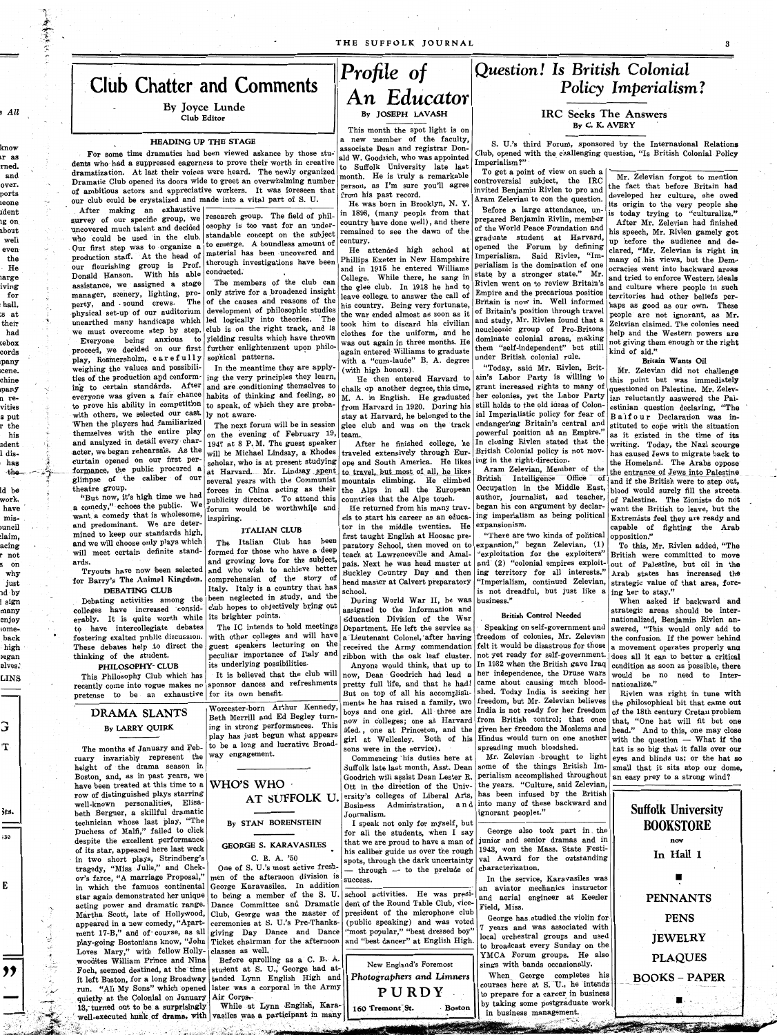# Club Chatter and Comments

By Joyce Lunde
Club Editor

### HEADING UP THE STAGE

For some time dramatics had been viewed askance by those students who had a suppressed eagerness to prove their worth in creative dramatization. At last their voices were heard. The newly organized Dramatic Club opened its doors wide to greet an overwhelming number of ambitious actors and appreciative workers. It was foreseen that our club could be crystalized and made into a vital part of S. U.

After making an exhaustive survey of our specific group, we uncovered much talent and decided who could be used in the club. Our first step was to organize a production staff. At the head of our flourishing group is Prof. Donald Hanson. With his able assistance, we assigned a stage manager, scenery, lighting, property, and sound crews. The physical set-up of our auditorium unearthed many handicaps which we must overcome step by step.

Everyone being anxious to proceed, we decided on our first play, Rosmersholm, carefully weighing the values and possibilities of the production and conforming to certain standards. After everyone was given a fair chance to prove his ability in competition with others, we selected our cast. When the players had familiarized themselves with the entire play and analyzed in detail every character, we began rehearsals. As the curtain opened on our first performance, the public procured a glimpse of the caliber of our theatre group.

"But now, it's high time we had a comedy," echoes the public. We want a comedy that is wholesome, and predominant. We are determined to keep our standards high, and we will choose only plays which will meet certain definite standards.

Tryouts have now been selected for Barry's The Animal Kingdom.

### DEBATING CLUB

Debating activities among the colleges have increased considerably. It is quite worth while to have intercollegiate debates fostering exalted public discussion. These debates help to direct the thinking of the student.

### PHILOSOPHY CLUB

This Philosophy Club which has recently come into vogue makes no pretense to be an exhaustive research group. The field of philosophy is too vast for an understandable concept on the subject to emerge. A boundless amount of material has been uncovered and thorough investigations have been conducted.

The members of the club can only strive for a broadened insight of the causes and reasons of the development of philosophic studies led logically into theories. The club is on the right track, and is yielding results which have thrown further enlightenment upon philosophical patterns.

In the meantime they are applying the very principles they learn, and are conditioning themselves to habits of thinking and feeling, so to speak, of which they are probably not aware.

The next forum will be in session on the evening of February 19, 1947 at 8 P. M. The guest speaker will be Michael Lindsay, a Rhodes scholar, who is at present studying at Harvard. Mr. Lindsay spent several years with the Communist forces in China acting as their publicity director. To attend this forum would be worthwhile and inspiring.

### ITALIAN CLUB

The Italian Club has been formed for those who have a deep and growing love for the subject, and who wish to achieve better comprehension of the story of Italy. Italy is a country that has been neglected in study, and the club hopes to objectively bring out its brighter points.

The IC intends to hold meetings with other colleges and will have guest speakers lecturing on the peculiar importance of Italy and its underlying possibilities.

It is believed that the club will sponsor dances and refreshments for its own benefit.

# DRAMA SLANTS

By LARRY QUIRK

The months of January and February invariably represent the height of the drama season in Boston, and, as in past years, we have been treated at this time to a row of distinguished plays starring well-known personalities, Elisabeth Bergner, a skillful dramatic technician whose last play, "The Duchess of Malfi," failed to click despite the excellent performance of its star, appeared here last week in two short plays, Strindberg's tragedy, "Miss Julie," and Chekov's farce, "A marriage Proposal," in which the famous continental star again demonstrated her unique acting power and dramatic range. Martha Scott, late of Hollywood, appeared in a new comedy, "Apartment 17-B," and of course, as all play-going Bostonians know, "John Loves Mary," with fellow Hollywoodites William Prince and Nina Foch, seemed destined, at the time it left Boston, for a long Broadway run. "All My Sons" which opened quietly at the Colonial on January 13, turned out to be a surprisingly well-executed hunk of drama, with Worcester-born Arthur Kennedy, Beth Merrill and Ed Begley turning in strong performances. This play has just begun what appears to be a long and lucrative Broadway engagement.

# WHO'S WHO AT SUFFOLK U.

By STAN BORENSTEIN

### GEORGE S. KARAVASILES

C. B. A. '50

One of S. U.'s most active freshmen of the afternoon division is George Karavasiles. In addition to being a member of the S. U. Dance Committee and Dramatic Club, George was the master of ceremonies at S. U.'s Pre-Thanksgiving Day Dance and Dance Ticket chairman for the afternoon classes as well.

Before enrolling as a C. B. A. student at S. U., George had attended Lynn English High and later was a corporal in the Army Air Corps.

While at Lynn English, Karavasiles was a participant in many school activities. He was president of the Round Table Club, vice-president of the microphone club (public speaking) and was voted "most popular," "best dressed boy" and "best dancer" at English High.

George also took part in the junior and senior dramas and in 1943, won the Mass. State Festival Award for the outstanding characterization.

In the service, Karavasiles was an aviator mechanics instructor and aerial engineer at Keesler Field, Miss.

George has studied the violin for 7 years and was associated with local orchestral groups and used to broadcast every Sunday on the YMCA Forum groups. He also sings with bands occasionally.

When George completes his courses here at S. U., he intends to prepare for a career in business by taking some postgraduate work in business management.

# Profile of An Educator

By JOSEPH LAVASH

This month the spot light is on a new member of the faculty, associate Dean and registrar Donald W. Goodrich, who was appointed to Suffolk University late last month. He is truly a remarkable person, as I'm sure you'll agree from his past record.

He was born in Brooklyn, N. Y. in 1898, (many people from that country have done well), and there remained to see the dawn of the century.

He attended high school at Phillips Exeter in New Hampshire and in 1915 he entered Williams College. While there, he sang in the glee club. In 1918 he had to leave college to answer the call of his country. Being very fortunate, the war ended almost as soon as it took him to discard his civilian clothes for the uniform, and he was out again in three months. He again entered Williams to graduate with a "cum-laude" B. A. degree (with high honors).

He then entered Harvard to chalk up another degree, this time, M. A. in English. He graduated from Harvard in 1920. During his stay at Harvard, he belonged to the glee club and was on the track team.

After he finished college, he traveled extensively through Europe and South America. He likes to travel, but most of all, he likes mountain climbing. He climbed the Alps in all the European countries that the Alps touch.

He returned from his many travels to start his career as an educator in the middle twenties. He first taught English at Hoosac preparatory School, then moved on to teach at Lawrenceville and Amalpais. Next he was head master at Buckley Country Day and then head master at Calvert preparatory school.

During World War II, he was assigned to the Information and Education Division of the War Department. He left the service as a Lieutenant Colonel, after having received the Army commendation ribbon with the oak leaf cluster.

Anyone would think, that up to now, Dean Goodrich had lead a pretty full life, and that he had! But on top of all his accomplishments he has raised a family, two boys and one girl. All three are now in colleges; one at Harvard Med., one at Princeton, and the girl at Wellesley. Both of his sons were in the service).

Commencing his duties here at Suffolk late last month, Asst. Dean Goodrich will assist Dean Lester R. Ott in the direction of the University's colleges of Liberal Arts, Business Administration, and Journalism.

I speak not only for myself, but for all the students, when I say that we are proud to have a man of his caliber guide us over the rough spots, through the dark uncertainty — through — to the prelude of success.

New England's Foremost
*Photographers and Limners*
**PURDY**
160 Tremont St. Boston

# Question! Is British Colonial Policy Imperialism?

## IRC Seeks The Answers

By C. K. AVERY

S. U.'s third Forum, sponsored by the International Relations Club, opened with the challenging question, "Is British Colonial Policy Imperialism?"

To get a point of view on such a controversial subject, the IRC invited Benjamin Rivlen to pro and Aram Zelevian to con the question.

Before a large attendance, unprepared Benjamin Rivlin, member of the World Peace Foundation and graduate student at Harvard, opened the Forum by defining Imperialism. Said Rivlen, "Imperialism is the domination of one state by a stronger state." Mr. Rivlen went on to review Britain's Empire and the precarious position Britain is now in. Well informed of Britain's position through travel and study, Mr. Rivlen found that a neucleonic group of Pro-Britons dominate colonial areas, making them "self-independent" but still under British colonial rule.

"Today, said Mr. Rivlen, Britain's Labor Party is willing to grant increased rights to many of her colonies, yet the Labor Party still holds to the old ideas of Colonial Imperialistic policy for fear of endangering Britain's central and powerful position as an Empire." In closing Rivlen stated that the British colonial policy is not moving in the right direction.

Aram Zelevian, Member of the British Intelligence Office of Occupation in the Middle East, author, journalist, and teacher, began his con argument by declaring imperialism as being political expansionism.

"There are two kinds of political expansion," began Zelevian, (1) "exploitation for the exploiters" and (2) "colonial empires exploiting territory for all interests." "Imperialism, continued Zelevian, is not dreadful, but just like a business."

### British Control Needed

Speaking on self-government and freedom of colonies, Mr. Zelevian felt it would be disastrous for those not yet ready for self-government. In 1932 when the British gave Iraq her independence, the Druse wars came about causing much bloodshed. Today India is seeking her freedom, but Mr. Zelevian believes India is not ready for her freedom from British control; that once given her freedom the Moslems and Hindus would turn on one another spreading much bloodshed.

Mr. Zelevian brought to light some of the things British Imperialism accomplished throughout the years. "Culture, said Zelevian, has been infused by the British into many of these backward and ignorant peoples."

Mr. Zelevian forgot to mention the fact that before Britain had developed her culture, she owed its origin to the very people she is today trying to "culturalize."

After Mr. Zelevian had finished his speech, Mr. Rivlen gamely got up before the audience and declared, "Mr. Zelevian is right in many of his views, but the Democracies went into backward areas and tried to enforce Western ideals and culture where people in such territories had other beliefs perhaps as good as our own. These people are not ignorant, as Mr. Zelevian claimed. The colonies need help and the Western powers are not giving them enough or the right kind of aid."

### Britain Wants Oil

Mr. Zelevian did not challenge this point but was immediately questioned on Palestine. Mr. Zelevian reluctantly answered the Palestinian question declaring, "The Balfour Declaration was instituted to cope with the situation as it existed in the time of its writing. Today, the Nazi scourge has caused Jews to migrate back to the Homeland. The Arabs oppose the entrance of Jews into Palestine and if the British were to step out, blood would surely fill the streets of Palestine. The Zionists do not want the British to leave, but the Extremists feel they are ready and capable of fighting the Arab opposition."

To this, Mr. Rivlen added, "The British were committed to move out of Palestine, but oil in the Arab states has increased the strategic value of that area, forcing her to stay."

When asked if backward and strategic areas should be internationalized, Benjamin Rivlen answered, "This would only add to the confusion. If the power behind a movement operates properly and does all it can to better a critical condition as soon as possible, there would be no need to Internationalize."

Rivlen was right in tune with the philosophical bit that came out of the 18th century Cretan problem that, "One hat will fit but one head." And to this, one may close with the question — What if the hat is so big that it falls over our eyes and blinds us; or the hat so small that it sits atop our dome, an easy prey to a strong wind?

**Suffolk University BOOKSTORE**
now
In Hall 1

PENNANTS
PENS
JEWELRY
PLAQUES
BOOKS – PAPER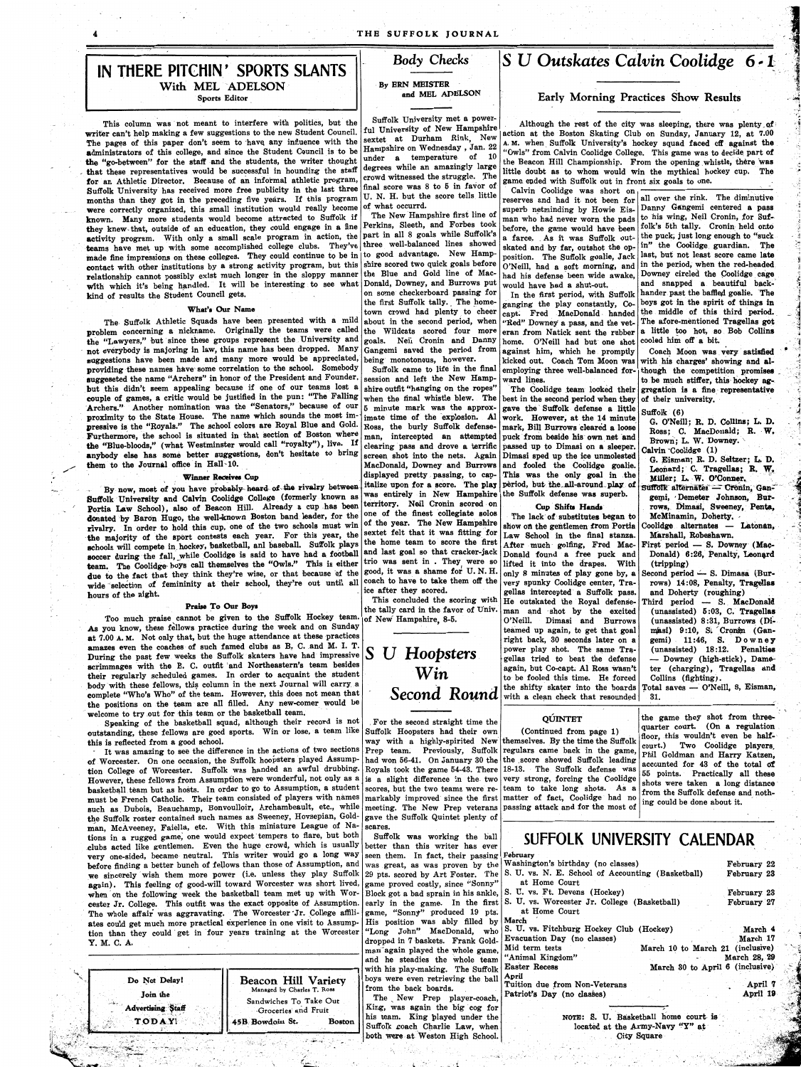# IN THERE PITCHIN' SPORTS SLANTS

With MEL ADELSON

Sports Editor

This column was not meant to interfere with politics, but the writer can't help making a few suggestions to the new Student Council. The pages of this paper don't seem to have any influence with the administrators of this college, and since the Student Council is to be the "go-between" for the staff and the students, the writer thought that these representatives would be successful in hounding the staff for an Athletic Director. Because of an informal athletic program, Suffolk University has received more free publicity in the last three months than they got in the preceding five years. If this program were correctly organized, this small institution would really become known. Many more students would become attracted to Suffolk if they knew that, outside of an education, they could engage in a fine activity program. With only a small scale program in action, the teams have met up with some accomplished college clubs. They've made fine impressions on these colleges. They could continue to be in contact with other institutions by a strong activity program, but this relationship cannot possibly exist much longer in the sloppy manner with which it's being handled. It will be interesting to see what kind of results the Student Council gets.

### What's Our Name

The Suffolk Athletic Squads have been presented with a mild problem concerning a nickname. Originally the teams were called the "Lawyers," but since these groups represent the University and not everybody is majoring in law, this name has been dropped. Many suggestions have been made and many more would be appreciated, providing these names have some correlation to the school. Somebody suggested the name "Archers" in honor of the President and Founder, but this didn't seem appealing because if one of our teams lost a couple of games, a critic would be justified in the pun: "The Falling Archers." Another nomination was the "Senators," because of our proximity to the State House. The name which sounds the most impressive is the "Royals." The school colors are Royal Blue and Gold. Furthermore, the school is situated in that section of Boston where the "Blue-bloods," (what Westminster would call "royalty"), live. If anybody else has better suggestions, don't hesitate to bring them to the Journal office in Hall 10.

### Winner Receives Cup

By now, most of you have probably heard of the rivalry between Suffolk University and Calvin Coolidge College (formerly known as Portia Law School), also of Beacon Hill. Already a cup has been donated by Baron Hugo, the well-known Boston band leader, for the rivalry. In order to hold this cup, one of the two schools must win the majority of the sport contests each year. For this year, the schools will compete in hockey, basketball, and baseball. Suffolk plays soccer during the fall, while Coolidge is said to have had a football team. The Coolidge boys call themselves the "Owls." This is either due to the fact that they think they're wise, or that because of the wide selection of femininity at their school, they're out until all hours of the night.

### Praise To Our Boys

Too much praise cannot be given to the Suffolk Hockey team. As you know, these fellows practice during the week and on Sunday at 7.00 A. M. Not only that, but the huge attendance at these practices amazes even the coaches of such famed clubs as B. C. and M. I. T. During the past few weeks the Suffolk skaters have had impressive scrimmages with the B. C. outfit and Northeastern's team besides their regularly scheduled games. In order to acquaint the student body with these fellows, this column in the next Journal will carry a complete "Who's Who" of the team. However, this does not mean that the positions on the team are all filled. Any new-comer would be welcome to try out for this team or the basketball team.

Speaking of the basketball squad, although their record is not outstanding, these fellows are good sports. Win or lose, a team like this is reflected from a good school.

It was amazing to see the difference in the actions of two sections of Worcester. On one occasion, the Suffolk hoopsters played Assumption College of Worcester. Suffolk was handed an awful drubbing. However, these fellows from Assumption were wonderful, not only as a basketball team but as hosts. In order to go to Assumption, a student must be French Catholic. Their team consisted of players with names such as Dubois, Beauchamp, Bonvoulloir, Archambeault, etc., while the Suffolk roster contained such names as Sweeney, Hovsepian, Goldman, McAveeney, Faiella, etc. With this miniature League of Nations in a rugged game, one would expect tempers to flare, but both clubs acted like gentlemen. Even the huge crowd, which is usually very one-sided, became neutral. This writer would go a long way before finding a better bunch of fellows than those of Assumption, and we sincerely wish them more power (i.e. unless they play Suffolk again). This feeling of good-will toward Worcester was short lived, when on the following week the basketball team met up with Worcester Jr. College. This outfit was the exact opposite of Assumption. The whole affair was aggravating. The Worcester Jr. College affiliates could get much more practical experience in one visit to Assumption than they could get in four years training at the Worcester Y. M. C. A.

Do Not Delay!
Join the
Advertising Staff
TODAY!

**Beacon Hill Variety**
Managed by Charles T. Ross
Sandwiches To Take Out
Groceries and Fruit
45B Bowdoin St. Boston

# Body Checks

By ERN MEISTER and MEL ADELSON

Suffolk University met a powerful University of New Hampshire sextet at Durham Rink, New Hampshire on Wednesday, Jan. 22 under a temperature of 10 degrees while an amazingly large crowd witnessed the struggle. The final score was 8 to 5 in favor of U. N. H. but the score tells little of what occurred.

The New Hampshire first line of Perkins, Sleeth, and Forbes took part in all 8 goals while Suffolk's three well-balanced lines showed to good advantage. New Hampshire scored two quick goals before the Blue and Gold line of MacDonald, Downey, and Burrows put on some checkerboard passing for the first Suffolk tally. The hometown crowd had plenty to cheer about in the second period, when the Wildcats scored four more goals. Neil Cronin and Danny Gangemi saved the period from being monotonous, however.

Suffolk came to life in the final session and left the New Hampshire outfit "hanging on the ropes" when the final whistle blew. The 5 minute mark was the approximate time of the explosion. Al Ross, the burly Suffolk defenseman, intercepted an attempted clearing pass and drove a terrific screen shot into the nets. Again MacDonald, Downey and Burrows displayed pretty passing, to capitalize upon for a score. The play was entirely in New Hampshire territory. Neil Cronin scored on one of the finest collegiate solos of the year. The New Hampshire sextet felt that it was fitting for the home team to score the first and last goal so that cracker-jack trio was sent in. They were so good, it was a shame for U. N. H. coach to have to take them off the ice after they scored.

This concluded the scoring with the tally card in the favor of Univ. of New Hampshire, 8-5.

# S U Hoopsters Win Second Round

For the second straight time the Suffolk Hoopsters had their own way with a highly-spirited New Prep team. Previously, Suffolk had won 56-41. On January 30 the Royals took the game 54-43. There is a slight difference in the two scores, but the two teams were remarkably improved since the first meeting. The New Prep veterans gave the Suffolk Quintet plenty of scares.

Suffolk was working the ball better than this writer has ever seen them. In fact, their passing was great, as was proven by the 29 pts. scored by Art Foster. The game proved costly, since "Sonny" Block got a bad sprain in his ankle, early in the game. In the first game, "Sonny" produced 19 pts. His position was ably filled by "Long John" MacDonald, who dropped in 7 baskets. Frank Goldman again played the whole game, and he steadies the whole team with his play-making. The Suffolk boys were even retrieving the ball from the back boards.

The New Prep player-coach, King, was again the big cog for his team. King played under the Suffolk coach Charlie Law, when both were at Weston High School.

# S U Outskates Calvin Coolidge 6-1

## Early Morning Practices Show Results

Although the rest of the city was sleeping, there was plenty of action at the Boston Skating Club on Sunday, January 12, at 7.00 A. M. when Suffolk University's hockey squad faced off against the "Owls" from Calvin Coolidge College. This game was to decide part of the Beacon Hill Championship. From the opening whistle, there was little doubt as to whom would win the mythical hockey cup. The game ended with Suffolk out in front six goals to one.

Calvin Coolidge was short on reserves and had it not been for superb netminding by Howie Eisman who had never worn the pads before, the game would have been a farce. As it was Suffolk outskated and by far, outshot the opposition. The Suffolk goalie, Jack O'Neill, had a soft morning, and had his defense been wide awake, would have had a shut-out.

In the first period, with Suffolk ganging the play constantly, Co-capt. Fred MacDonald handed "Red" Downey a pass, and the veteran from Natick sent the rubber home. O'Neill had but one shot against him, which he promptly kicked out. Coach Tom Moon was employing three well-balanced forward lines.

The Coolidge team looked their best in the second period when they gave the Suffolk defense a little work. However, at the 14 minute mark, Bill Burrows cleared a loose puck from beside his own net and passed up to Dimasi on a sleeper. Dimasi sped up the ice unmolested and fooled the Coolidge goalie. This was the only goal in the period, but the all-around play of the Suffolk defense was superb.

### Cup Shifts Hands

The lack of substitutes began to show on the gentlemen from Portia Law School in the final stanza. After much golfing, Fred MacDonald found a free puck and lifted it into the drapes. With only 8 minutes of play gone by, a very spunky Coolidge center, Tragellas intercepted a Suffolk pass. He outskated the Royal defenseman and shot by the excited O'Neill. Dimasi and Burrows teamed up again, to get that goal right back, 30 seconds later on a power play shot. The same Tragellas tried to beat the defense again, but Co-capt. Al Ross wasn't to be fooled this time. He forced the shifty skater into the boards with a clean check that resounded all over the rink. The diminutive Danny Gangemi centered a pass to his wing, Neil Cronin, for Suffolk's 5th tally. Cronin held onto the puck, just long enough to "suck in" the Coolidge guardian. The last, but not least score came late in the period, when the red-headed Downey circled the Coolidge cage and snapped a beautiful backhander past the baffled goalie. The boys got in the spirit of things in the middle of this third period. The afore-mentioned Tragellas got a little too hot, so Bob Collins cooled him off a bit.

Coach Moon was very satisfied with his charges' showing and although the competition promises to be much stiffer, this hockey aggregation is a fine representative of their university.

Suffolk (6)
G. O'Neill; R. D. Collins; L. D. Ross; C. MacDonald; R. W. Brown; L. W. Downey.

Calvin Coolidge (1)
G. Eisman; R. D. Seltzer; L. D. Leonard; C. Tragellas; R. W. Miller; L. W. O'Conner.

Suffolk alternates — Cronin, Gangemi, Demeter Johnson, Burrows, Dimasi, Sweeney, Penta, McMinamin, Doherty.

Coolidge alternates — Latonan, Marshall, Robeshawn.

First period — S. Downey (MacDonald) 6:26, Penalty, Leonard (tripping)

Second period — S. Dimasa (Burrows) 14:08, Penalty, Tragellas and Doherty (roughing)

Third period — S. MacDonald (unassisted) 5:03, C. Tragellas (unassisted) 8:31, Burrows (Dimasi) 9:10, S. Cronin (Gangemi) 11:46, S. Downey (unassisted) 18:12. Penalties — Downey (high-stick), Dameter (charging), Tragellas and Collins (fighting).

Total saves — O'Neill, 8, Eisman, 31.

### QUINTET

(Continued from page 1)

themselves. By the time the Suffolk regulars came back in the game, the score showed Suffolk leading 18-13. The Suffolk defense was very strong, forcing the Coolidge team to take long shots. As a matter of fact, Coolidge had no passing attack and for the most of the game they shot from three-quarter court. (On a regulation floor, this wouldn't even be half-court.) Two Coolidge players, Phil Goldman and Harry Katzen, accounted for 43 of the total of 55 points. Practically all these shots were taken a long distance from the Suffolk defense and nothing could be done about it.

# SUFFOLK UNIVERSITY CALENDAR

| | |
|---|---|
| **February** | |
| Washington's birthday (no classes) | February 22 |
| S. U. vs. N. E. School of Accounting (Basketball) at Home Court | February 23 |
| S. U. vs. Ft. Devens (Hockey) | February 23 |
| S. U. vs. Worcester Jr. College (Basketball) at Home Court | February 27 |
| **March** | |
| S. U. vs. Fitchburg Hockey Club (Hockey) | March 4 |
| Evacuation Day (no classes) | March 17 |
| Mid term tests | March 10 to March 21 (inclusive) |
| "Animal Kingdom" | March 28, 29 |
| Easter Recess | March 30 to April 6 (inclusive) |
| **April** | |
| Tuition due from Non-Veterans | April 7 |
| Patriot's Day (no classes) | April 19 |

NOTE: S. U. Basketball home court is located at the Army-Navy "Y" at City Square